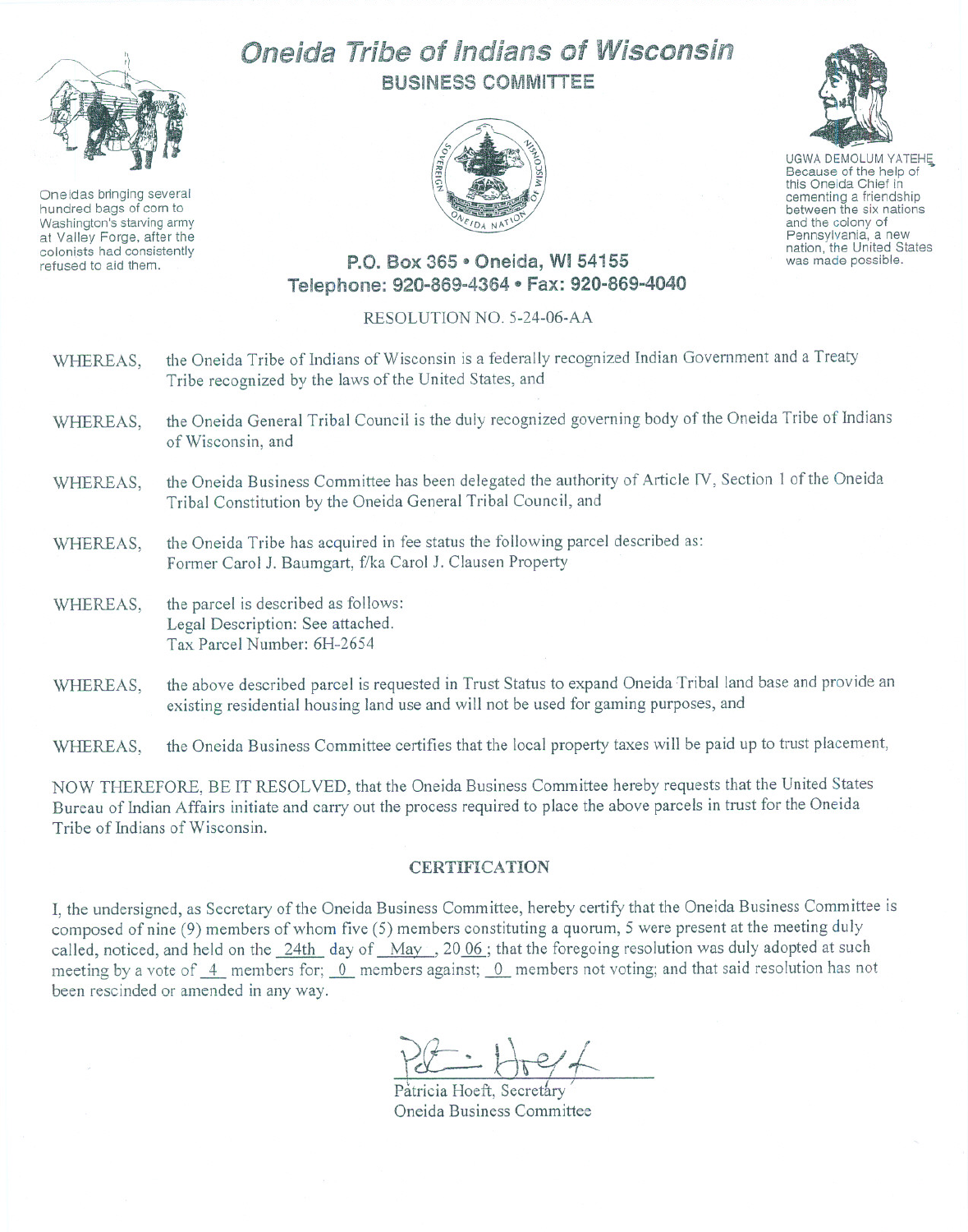# Oneida Tribe of Indians of Wisconsin

## BUSINESS COMMITTEE

Oneidas bringing several hundred bags of corn to Washington's starving army at Valley Forge, after the colonists had consistently refused to aid them.

UGWA DEMOLUM YATEHE
Because of the help of this Oneida Chief in cementing a friendship between the six nations and the colony of Pennsylvania, a new nation, the United States was made possible.

**P.O. Box 365 • Oneida, WI 54155**
**Telephone: 920-869-4364 • Fax: 920-869-4040**

RESOLUTION NO. 5-24-06-AA

WHEREAS, the Oneida Tribe of Indians of Wisconsin is a federally recognized Indian Government and a Treaty Tribe recognized by the laws of the United States, and

WHEREAS, the Oneida General Tribal Council is the duly recognized governing body of the Oneida Tribe of Indians of Wisconsin, and

WHEREAS, the Oneida Business Committee has been delegated the authority of Article IV, Section 1 of the Oneida Tribal Constitution by the Oneida General Tribal Council, and

WHEREAS, the Oneida Tribe has acquired in fee status the following parcel described as:
Former Carol J. Baumgart, f/ka Carol J. Clausen Property

WHEREAS, the parcel is described as follows:
Legal Description: See attached.
Tax Parcel Number: 6H-2654

WHEREAS, the above described parcel is requested in Trust Status to expand Oneida Tribal land base and provide an existing residential housing land use and will not be used for gaming purposes, and

WHEREAS, the Oneida Business Committee certifies that the local property taxes will be paid up to trust placement,

NOW THEREFORE, BE IT RESOLVED, that the Oneida Business Committee hereby requests that the United States Bureau of Indian Affairs initiate and carry out the process required to place the above parcels in trust for the Oneida Tribe of Indians of Wisconsin.

### CERTIFICATION

I, the undersigned, as Secretary of the Oneida Business Committee, hereby certify that the Oneida Business Committee is composed of nine (9) members of whom five (5) members constituting a quorum, 5 were present at the meeting duly called, noticed, and held on the 24th day of May, 2006; that the foregoing resolution was duly adopted at such meeting by a vote of 4 members for; 0 members against; 0 members not voting; and that said resolution has not been rescinded or amended in any way.

Patricia Hoeft, Secretary
Oneida Business Committee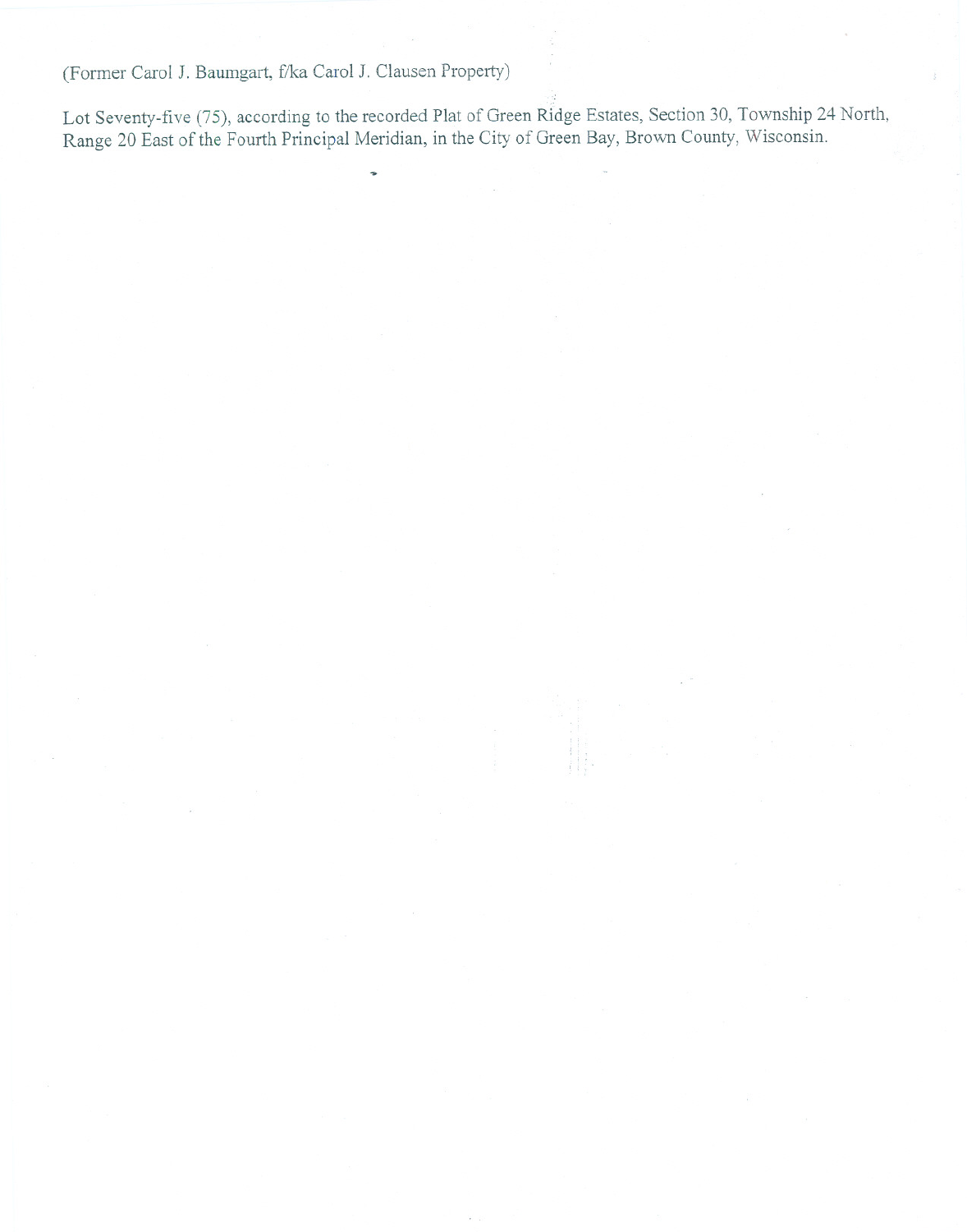(Former Carol J. Baumgart, f/ka Carol J. Clausen Property)

Lot Seventy-five (75), according to the recorded Plat of Green Ridge Estates, Section 30, Township 24 North, Range 20 East of the Fourth Principal Meridian, in the City of Green Bay, Brown County, Wisconsin.